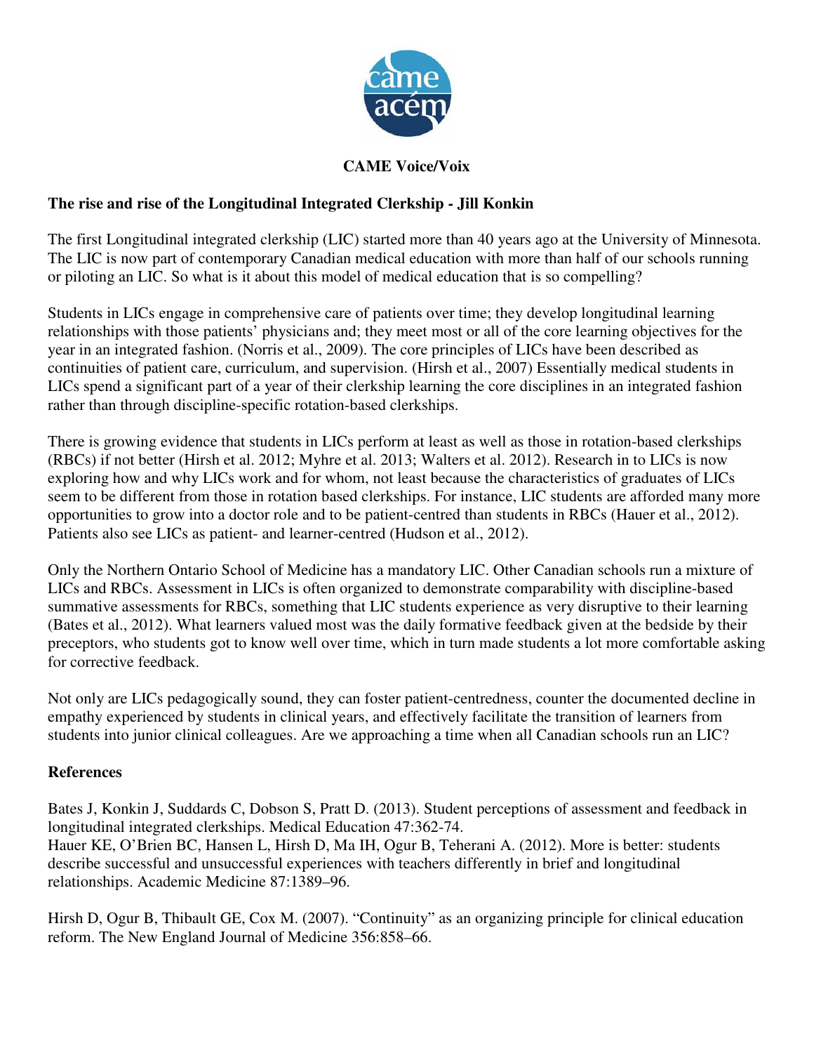**CAME Voice/Voix**

## The rise and rise of the Longitudinal Integrated Clerkship - Jill Konkin

The first Longitudinal integrated clerkship (LIC) started more than 40 years ago at the University of Minnesota. The LIC is now part of contemporary Canadian medical education with more than half of our schools running or piloting an LIC. So what is it about this model of medical education that is so compelling?

Students in LICs engage in comprehensive care of patients over time; they develop longitudinal learning relationships with those patients' physicians and; they meet most or all of the core learning objectives for the year in an integrated fashion. (Norris et al., 2009). The core principles of LICs have been described as continuities of patient care, curriculum, and supervision. (Hirsh et al., 2007) Essentially medical students in LICs spend a significant part of a year of their clerkship learning the core disciplines in an integrated fashion rather than through discipline-specific rotation-based clerkships.

There is growing evidence that students in LICs perform at least as well as those in rotation-based clerkships (RBCs) if not better (Hirsh et al. 2012; Myhre et al. 2013; Walters et al. 2012). Research in to LICs is now exploring how and why LICs work and for whom, not least because the characteristics of graduates of LICs seem to be different from those in rotation based clerkships. For instance, LIC students are afforded many more opportunities to grow into a doctor role and to be patient-centred than students in RBCs (Hauer et al., 2012). Patients also see LICs as patient- and learner-centred (Hudson et al., 2012).

Only the Northern Ontario School of Medicine has a mandatory LIC. Other Canadian schools run a mixture of LICs and RBCs. Assessment in LICs is often organized to demonstrate comparability with discipline-based summative assessments for RBCs, something that LIC students experience as very disruptive to their learning (Bates et al., 2012). What learners valued most was the daily formative feedback given at the bedside by their preceptors, who students got to know well over time, which in turn made students a lot more comfortable asking for corrective feedback.

Not only are LICs pedagogically sound, they can foster patient-centredness, counter the documented decline in empathy experienced by students in clinical years, and effectively facilitate the transition of learners from students into junior clinical colleagues. Are we approaching a time when all Canadian schools run an LIC?

### References

Bates J, Konkin J, Suddards C, Dobson S, Pratt D. (2013). Student perceptions of assessment and feedback in longitudinal integrated clerkships. Medical Education 47:362-74.

Hauer KE, O'Brien BC, Hansen L, Hirsh D, Ma IH, Ogur B, Teherani A. (2012). More is better: students describe successful and unsuccessful experiences with teachers differently in brief and longitudinal relationships. Academic Medicine 87:1389–96.

Hirsh D, Ogur B, Thibault GE, Cox M. (2007). "Continuity" as an organizing principle for clinical education reform. The New England Journal of Medicine 356:858–66.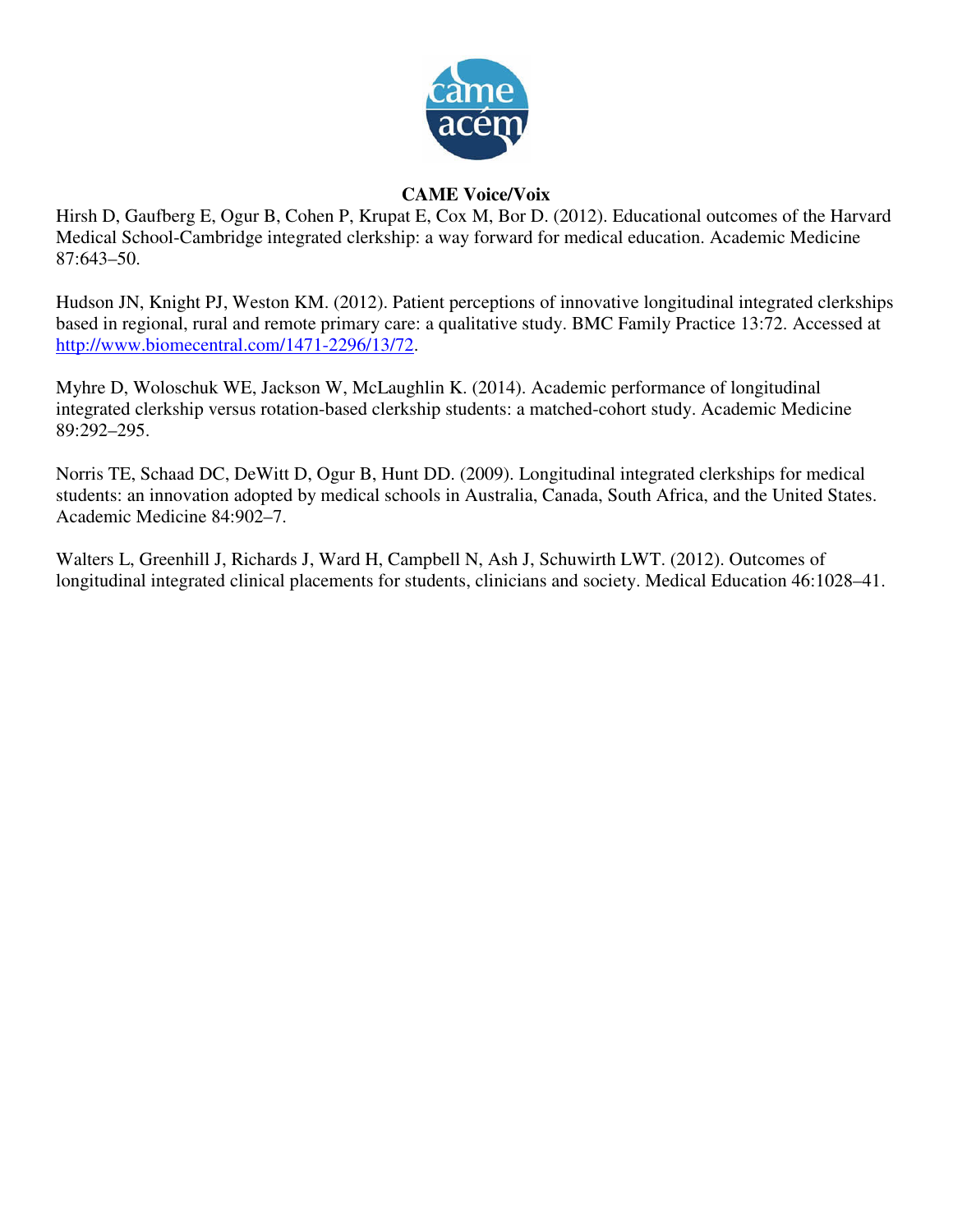**CAME Voice/Voix**

Hirsh D, Gaufberg E, Ogur B, Cohen P, Krupat E, Cox M, Bor D. (2012). Educational outcomes of the Harvard Medical School-Cambridge integrated clerkship: a way forward for medical education. Academic Medicine 87:643–50.

Hudson JN, Knight PJ, Weston KM. (2012). Patient perceptions of innovative longitudinal integrated clerkships based in regional, rural and remote primary care: a qualitative study. BMC Family Practice 13:72. Accessed at http://www.biomecentral.com/1471-2296/13/72.

Myhre D, Woloschuk WE, Jackson W, McLaughlin K. (2014). Academic performance of longitudinal integrated clerkship versus rotation-based clerkship students: a matched-cohort study. Academic Medicine 89:292–295.

Norris TE, Schaad DC, DeWitt D, Ogur B, Hunt DD. (2009). Longitudinal integrated clerkships for medical students: an innovation adopted by medical schools in Australia, Canada, South Africa, and the United States. Academic Medicine 84:902–7.

Walters L, Greenhill J, Richards J, Ward H, Campbell N, Ash J, Schuwirth LWT. (2012). Outcomes of longitudinal integrated clinical placements for students, clinicians and society. Medical Education 46:1028–41.